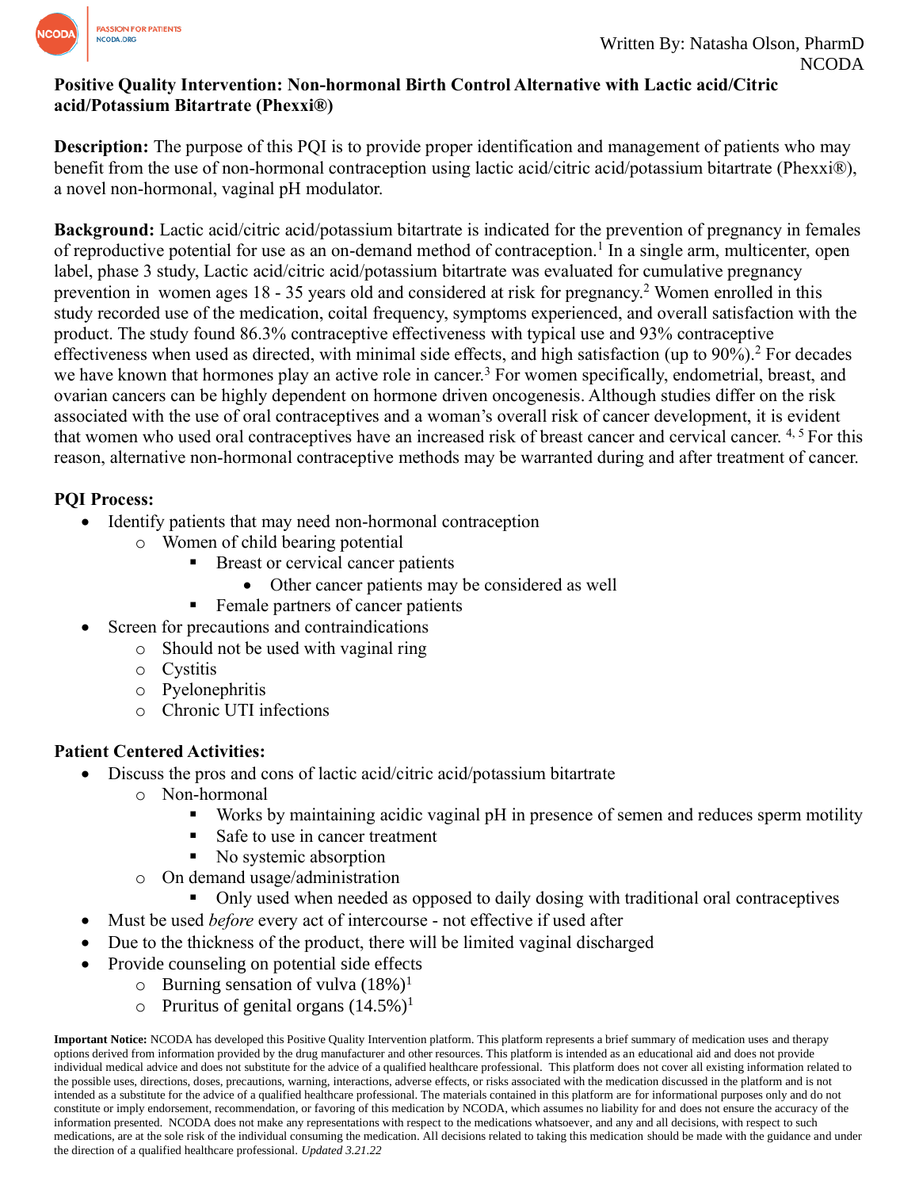Written By: Natasha Olson, PharmD
NCODA

# Positive Quality Intervention: Non-hormonal Birth Control Alternative with Lactic acid/Citric acid/Potassium Bitartrate (Phexxi®)

**Description:** The purpose of this PQI is to provide proper identification and management of patients who may benefit from the use of non-hormonal contraception using lactic acid/citric acid/potassium bitartrate (Phexxi®), a novel non-hormonal, vaginal pH modulator.

**Background:** Lactic acid/citric acid/potassium bitartrate is indicated for the prevention of pregnancy in females of reproductive potential for use as an on-demand method of contraception.[1] In a single arm, multicenter, open label, phase 3 study, Lactic acid/citric acid/potassium bitartrate was evaluated for cumulative pregnancy prevention in women ages 18 - 35 years old and considered at risk for pregnancy.[2] Women enrolled in this study recorded use of the medication, coital frequency, symptoms experienced, and overall satisfaction with the product. The study found 86.3% contraceptive effectiveness with typical use and 93% contraceptive effectiveness when used as directed, with minimal side effects, and high satisfaction (up to 90%).[2] For decades we have known that hormones play an active role in cancer.[3] For women specifically, endometrial, breast, and ovarian cancers can be highly dependent on hormone driven oncogenesis. Although studies differ on the risk associated with the use of oral contraceptives and a woman's overall risk of cancer development, it is evident that women who used oral contraceptives have an increased risk of breast cancer and cervical cancer. [4, 5] For this reason, alternative non-hormonal contraceptive methods may be warranted during and after treatment of cancer.

**PQI Process:**

- Identify patients that may need non-hormonal contraception
  - Women of child bearing potential
    - Breast or cervical cancer patients
      - Other cancer patients may be considered as well
    - Female partners of cancer patients
- Screen for precautions and contraindications
  - Should not be used with vaginal ring
  - Cystitis
  - Pyelonephritis
  - Chronic UTI infections

**Patient Centered Activities:**

- Discuss the pros and cons of lactic acid/citric acid/potassium bitartrate
  - Non-hormonal
    - Works by maintaining acidic vaginal pH in presence of semen and reduces sperm motility
    - Safe to use in cancer treatment
    - No systemic absorption
  - On demand usage/administration
    - Only used when needed as opposed to daily dosing with traditional oral contraceptives
- Must be used *before* every act of intercourse - not effective if used after
- Due to the thickness of the product, there will be limited vaginal discharged
- Provide counseling on potential side effects
  - Burning sensation of vulva (18%)[1]
  - Pruritus of genital organs (14.5%)[1]

**Important Notice:** NCODA has developed this Positive Quality Intervention platform. This platform represents a brief summary of medication uses and therapy options derived from information provided by the drug manufacturer and other resources. This platform is intended as an educational aid and does not provide individual medical advice and does not substitute for the advice of a qualified healthcare professional. This platform does not cover all existing information related to the possible uses, directions, doses, precautions, warning, interactions, adverse effects, or risks associated with the medication discussed in the platform and is not intended as a substitute for the advice of a qualified healthcare professional. The materials contained in this platform are for informational purposes only and do not constitute or imply endorsement, recommendation, or favoring of this medication by NCODA, which assumes no liability for and does not ensure the accuracy of the information presented. NCODA does not make any representations with respect to the medications whatsoever, and any and all decisions, with respect to such medications, are at the sole risk of the individual consuming the medication. All decisions related to taking this medication should be made with the guidance and under the direction of a qualified healthcare professional. *Updated 3.21.22*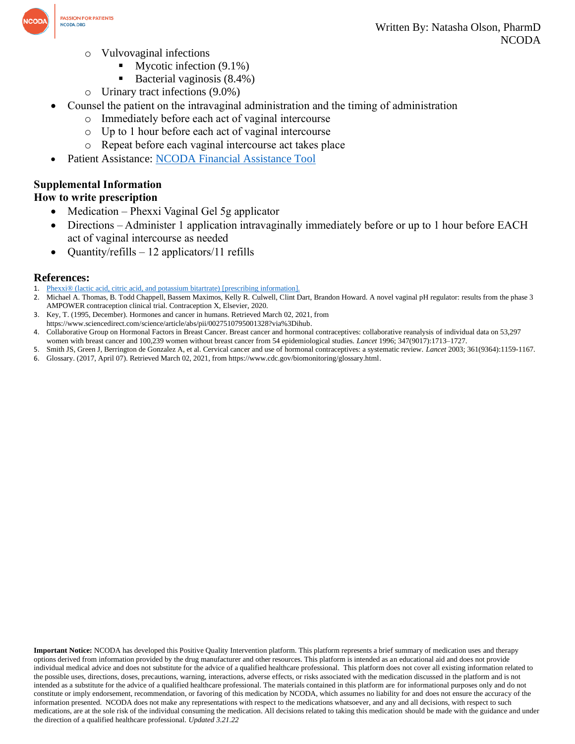- Vulvovaginal infections
  - Mycotic infection (9.1%)
  - Bacterial vaginosis (8.4%)
- Urinary tract infections (9.0%)

- Counsel the patient on the intravaginal administration and the timing of administration
  - Immediately before each act of vaginal intercourse
  - Up to 1 hour before each act of vaginal intercourse
  - Repeat before each vaginal intercourse act takes place
- Patient Assistance: [NCODA Financial Assistance Tool]

**Supplemental Information**

**How to write prescription**

- Medication – Phexxi Vaginal Gel 5g applicator
- Directions – Administer 1 application intravaginally immediately before or up to 1 hour before EACH act of vaginal intercourse as needed
- Quantity/refills – 12 applicators/11 refills

## References:

1. Phexxi® (lactic acid, citric acid, and potassium bitartrate) [prescribing information].
2. Michael A. Thomas, B. Todd Chappell, Bassem Maximos, Kelly R. Culwell, Clint Dart, Brandon Howard. A novel vaginal pH regulator: results from the phase 3 AMPOWER contraception clinical trial. Contraception X, Elsevier, 2020.
3. Key, T. (1995, December). Hormones and cancer in humans. Retrieved March 02, 2021, from https://www.sciencedirect.com/science/article/abs/pii/0027510795001328?via%3Dihub.
4. Collaborative Group on Hormonal Factors in Breast Cancer. Breast cancer and hormonal contraceptives: collaborative reanalysis of individual data on 53,297 women with breast cancer and 100,239 women without breast cancer from 54 epidemiological studies. *Lancet* 1996; 347(9017):1713–1727.
5. Smith JS, Green J, Berrington de Gonzalez A, et al. Cervical cancer and use of hormonal contraceptives: a systematic review. *Lancet* 2003; 361(9364):1159-1167.
6. Glossary. (2017, April 07). Retrieved March 02, 2021, from https://www.cdc.gov/biomonitoring/glossary.html.

**Important Notice:** NCODA has developed this Positive Quality Intervention platform. This platform represents a brief summary of medication uses and therapy options derived from information provided by the drug manufacturer and other resources. This platform is intended as an educational aid and does not provide individual medical advice and does not substitute for the advice of a qualified healthcare professional. This platform does not cover all existing information related to the possible uses, directions, doses, precautions, warning, interactions, adverse effects, or risks associated with the medication discussed in the platform and is not intended as a substitute for the advice of a qualified healthcare professional. The materials contained in this platform are for informational purposes only and do not constitute or imply endorsement, recommendation, or favoring of this medication by NCODA, which assumes no liability for and does not ensure the accuracy of the information presented. NCODA does not make any representations with respect to the medications whatsoever, and any and all decisions, with respect to such medications, are at the sole risk of the individual consuming the medication. All decisions related to taking this medication should be made with the guidance and under the direction of a qualified healthcare professional. *Updated 3.21.22*